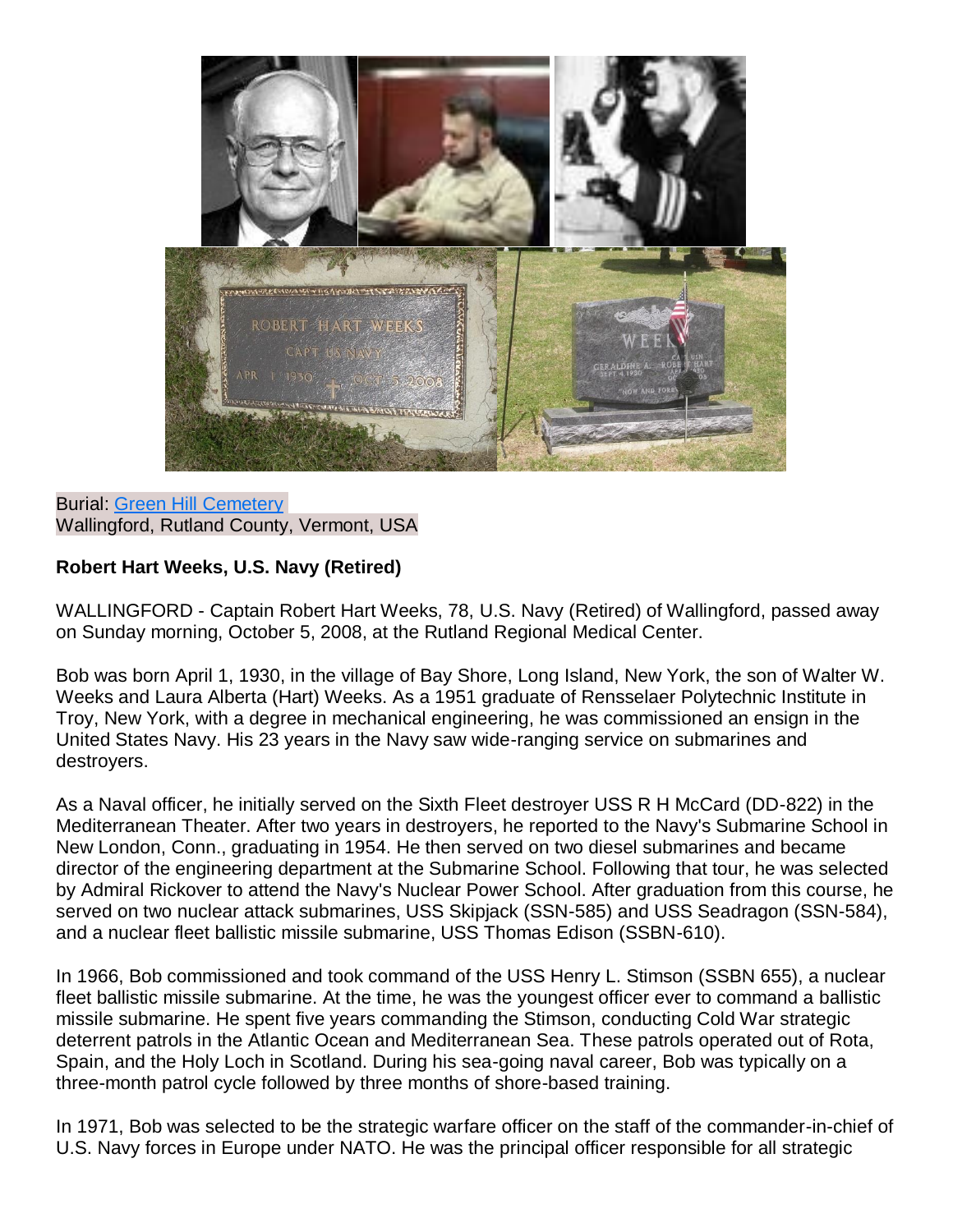Burial: Green Hill Cemetery
Wallingford, Rutland County, Vermont, USA

**Robert Hart Weeks, U.S. Navy (Retired)**

WALLINGFORD - Captain Robert Hart Weeks, 78, U.S. Navy (Retired) of Wallingford, passed away on Sunday morning, October 5, 2008, at the Rutland Regional Medical Center.

Bob was born April 1, 1930, in the village of Bay Shore, Long Island, New York, the son of Walter W. Weeks and Laura Alberta (Hart) Weeks. As a 1951 graduate of Rensselaer Polytechnic Institute in Troy, New York, with a degree in mechanical engineering, he was commissioned an ensign in the United States Navy. His 23 years in the Navy saw wide-ranging service on submarines and destroyers.

As a Naval officer, he initially served on the Sixth Fleet destroyer USS R H McCard (DD-822) in the Mediterranean Theater. After two years in destroyers, he reported to the Navy's Submarine School in New London, Conn., graduating in 1954. He then served on two diesel submarines and became director of the engineering department at the Submarine School. Following that tour, he was selected by Admiral Rickover to attend the Navy's Nuclear Power School. After graduation from this course, he served on two nuclear attack submarines, USS Skipjack (SSN-585) and USS Seadragon (SSN-584), and a nuclear fleet ballistic missile submarine, USS Thomas Edison (SSBN-610).

In 1966, Bob commissioned and took command of the USS Henry L. Stimson (SSBN 655), a nuclear fleet ballistic missile submarine. At the time, he was the youngest officer ever to command a ballistic missile submarine. He spent five years commanding the Stimson, conducting Cold War strategic deterrent patrols in the Atlantic Ocean and Mediterranean Sea. These patrols operated out of Rota, Spain, and the Holy Loch in Scotland. During his sea-going naval career, Bob was typically on a three-month patrol cycle followed by three months of shore-based training.

In 1971, Bob was selected to be the strategic warfare officer on the staff of the commander-in-chief of U.S. Navy forces in Europe under NATO. He was the principal officer responsible for all strategic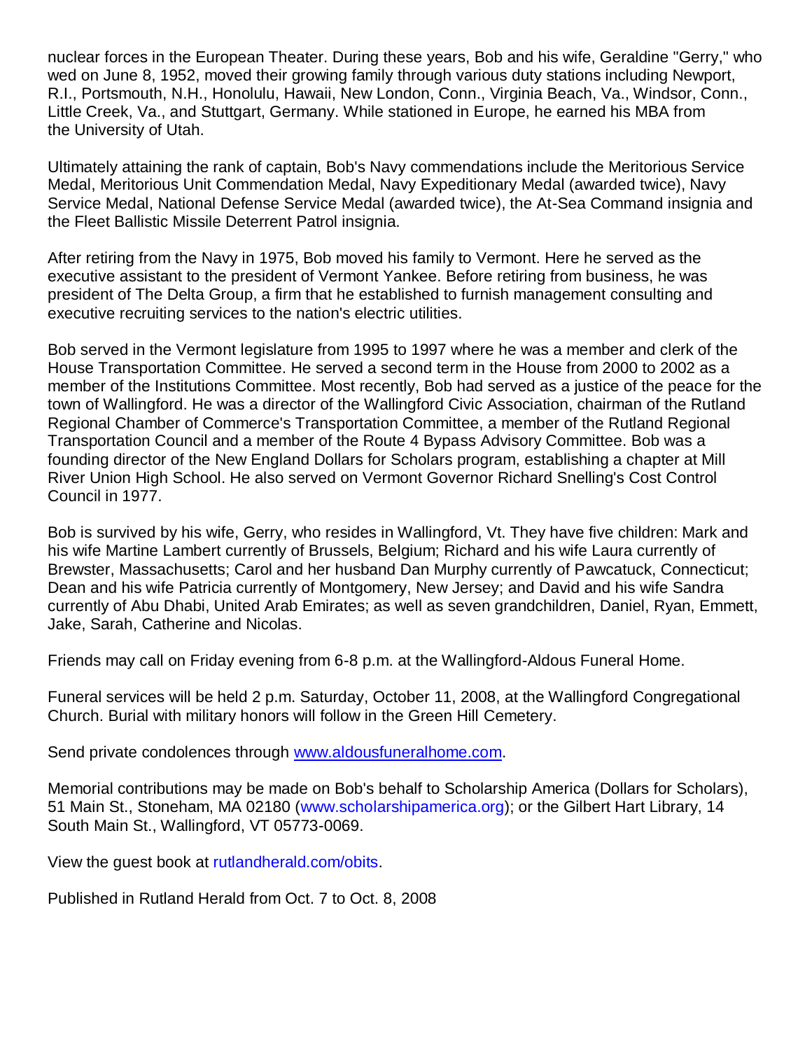nuclear forces in the European Theater. During these years, Bob and his wife, Geraldine "Gerry," who wed on June 8, 1952, moved their growing family through various duty stations including Newport, R.I., Portsmouth, N.H., Honolulu, Hawaii, New London, Conn., Virginia Beach, Va., Windsor, Conn., Little Creek, Va., and Stuttgart, Germany. While stationed in Europe, he earned his MBA from the University of Utah.

Ultimately attaining the rank of captain, Bob's Navy commendations include the Meritorious Service Medal, Meritorious Unit Commendation Medal, Navy Expeditionary Medal (awarded twice), Navy Service Medal, National Defense Service Medal (awarded twice), the At-Sea Command insignia and the Fleet Ballistic Missile Deterrent Patrol insignia.

After retiring from the Navy in 1975, Bob moved his family to Vermont. Here he served as the executive assistant to the president of Vermont Yankee. Before retiring from business, he was president of The Delta Group, a firm that he established to furnish management consulting and executive recruiting services to the nation's electric utilities.

Bob served in the Vermont legislature from 1995 to 1997 where he was a member and clerk of the House Transportation Committee. He served a second term in the House from 2000 to 2002 as a member of the Institutions Committee. Most recently, Bob had served as a justice of the peace for the town of Wallingford. He was a director of the Wallingford Civic Association, chairman of the Rutland Regional Chamber of Commerce's Transportation Committee, a member of the Rutland Regional Transportation Council and a member of the Route 4 Bypass Advisory Committee. Bob was a founding director of the New England Dollars for Scholars program, establishing a chapter at Mill River Union High School. He also served on Vermont Governor Richard Snelling's Cost Control Council in 1977.

Bob is survived by his wife, Gerry, who resides in Wallingford, Vt. They have five children: Mark and his wife Martine Lambert currently of Brussels, Belgium; Richard and his wife Laura currently of Brewster, Massachusetts; Carol and her husband Dan Murphy currently of Pawcatuck, Connecticut; Dean and his wife Patricia currently of Montgomery, New Jersey; and David and his wife Sandra currently of Abu Dhabi, United Arab Emirates; as well as seven grandchildren, Daniel, Ryan, Emmett, Jake, Sarah, Catherine and Nicolas.

Friends may call on Friday evening from 6-8 p.m. at the Wallingford-Aldous Funeral Home.

Funeral services will be held 2 p.m. Saturday, October 11, 2008, at the Wallingford Congregational Church. Burial with military honors will follow in the Green Hill Cemetery.

Send private condolences through [www.aldousfuneralhome.com](www.aldousfuneralhome.com).

Memorial contributions may be made on Bob's behalf to Scholarship America (Dollars for Scholars), 51 Main St., Stoneham, MA 02180 (www.scholarshipamerica.org); or the Gilbert Hart Library, 14 South Main St., Wallingford, VT 05773-0069.

View the guest book at rutlandherald.com/obits.

Published in Rutland Herald from Oct. 7 to Oct. 8, 2008